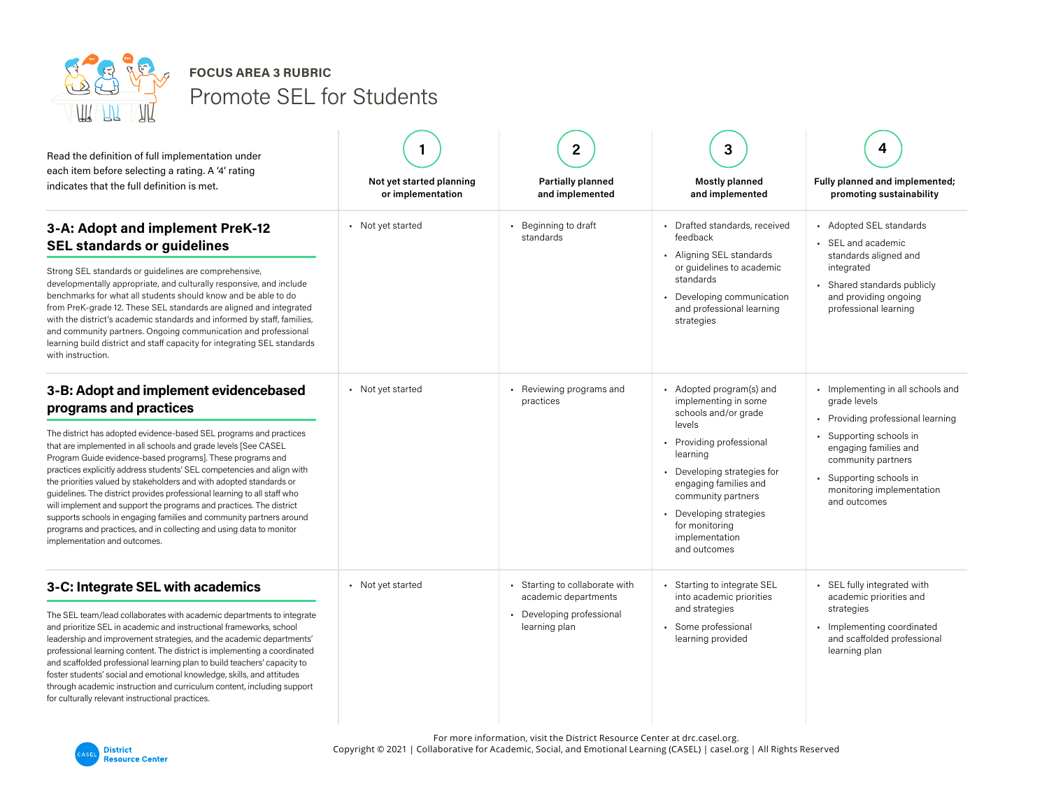**FOCUS AREA 3 RUBRIC**

# Promote SEL for Students

| Read the definition of full implementation under each item before selecting a rating. A '4' rating indicates that the full definition is met. | 1<br>**Not yet started planning or implementation** | 2<br>**Partially planned and implemented** | 3<br>**Mostly planned and implemented** | 4<br>**Fully planned and implemented; promoting sustainability** |
|---|---|---|---|---|
| **3-A: Adopt and implement PreK-12 SEL standards or guidelines**<br><br>Strong SEL standards or guidelines are comprehensive, developmentally appropriate, and culturally responsive, and include benchmarks for what all students should know and be able to do from PreK-grade 12. These SEL standards are aligned and integrated with the district's academic standards and informed by staff, families, and community partners. Ongoing communication and professional learning build district and staff capacity for integrating SEL standards with instruction. | • Not yet started | • Beginning to draft standards | • Drafted standards, received feedback<br>• Aligning SEL standards or guidelines to academic standards<br>• Developing communication and professional learning strategies | • Adopted SEL standards<br>• SEL and academic standards aligned and integrated<br>• Shared standards publicly and providing ongoing professional learning |
| **3-B: Adopt and implement evidencebased programs and practices**<br><br>The district has adopted evidence-based SEL programs and practices that are implemented in all schools and grade levels [See CASEL Program Guide evidence-based programs]. These programs and practices explicitly address students' SEL competencies and align with the priorities valued by stakeholders and with adopted standards or guidelines. The district provides professional learning to all staff who will implement and support the programs and practices. The district supports schools in engaging families and community partners around programs and practices, and in collecting and using data to monitor implementation and outcomes. | • Not yet started | • Reviewing programs and practices | • Adopted program(s) and implementing in some schools and/or grade levels<br>• Providing professional learning<br>• Developing strategies for engaging families and community partners<br>• Developing strategies for monitoring implementation and outcomes | • Implementing in all schools and grade levels<br>• Providing professional learning<br>• Supporting schools in engaging families and community partners<br>• Supporting schools in monitoring implementation and outcomes |
| **3-C: Integrate SEL with academics**<br><br>The SEL team/lead collaborates with academic departments to integrate and prioritize SEL in academic and instructional frameworks, school leadership and improvement strategies, and the academic departments' professional learning content. The district is implementing a coordinated and scaffolded professional learning plan to build teachers' capacity to foster students' social and emotional knowledge, skills, and attitudes through academic instruction and curriculum content, including support for culturally relevant instructional practices. | • Not yet started | • Starting to collaborate with academic departments<br>• Developing professional learning plan | • Starting to integrate SEL into academic priorities and strategies<br>• Some professional learning provided | • SEL fully integrated with academic priorities and strategies<br>• Implementing coordinated and scaffolded professional learning plan |

For more information, visit the District Resource Center at drc.casel.org.
Copyright © 2021 | Collaborative for Academic, Social, and Emotional Learning (CASEL) | casel.org | All Rights Reserved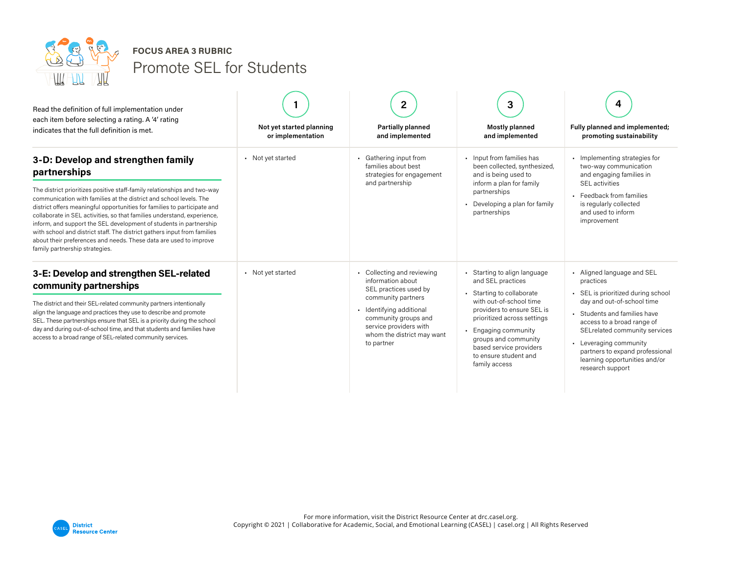FOCUS AREA 3 RUBRIC

# Promote SEL for Students

| Read the definition of full implementation under each item before selecting a rating. A '4' rating indicates that the full definition is met. | 1<br>**Not yet started planning or implementation** | 2<br>**Partially planned and implemented** | 3<br>**Mostly planned and implemented** | 4<br>**Fully planned and implemented; promoting sustainability** |
|---|---|---|---|---|
| **3-D: Develop and strengthen family partnerships**<br><br>The district prioritizes positive staff-family relationships and two-way communication with families at the district and school levels. The district offers meaningful opportunities for families to participate and collaborate in SEL activities, so that families understand, experience, inform, and support the SEL development of students in partnership with school and district staff. The district gathers input from families about their preferences and needs. These data are used to improve family partnership strategies. | • Not yet started | • Gathering input from families about best strategies for engagement and partnership | • Input from families has been collected, synthesized, and is being used to inform a plan for family partnerships<br>• Developing a plan for family partnerships | • Implementing strategies for two-way communication and engaging families in SEL activities<br>• Feedback from families is regularly collected and used to inform improvement |
| **3-E: Develop and strengthen SEL-related community partnerships**<br><br>The district and their SEL-related community partners intentionally align the language and practices they use to describe and promote SEL. These partnerships ensure that SEL is a priority during the school day and during out-of-school time, and that students and families have access to a broad range of SEL-related community services. | • Not yet started | • Collecting and reviewing information about SEL practices used by community partners<br>• Identifying additional community groups and service providers with whom the district may want to partner | • Starting to align language and SEL practices<br>• Starting to collaborate with out-of-school time providers to ensure SEL is prioritized across settings<br>• Engaging community groups and community based service providers to ensure student and family access | • Aligned language and SEL practices<br>• SEL is prioritized during school day and out-of-school time<br>• Students and families have access to a broad range of SELrelated community services<br>• Leveraging community partners to expand professional learning opportunities and/or research support |

For more information, visit the District Resource Center at drc.casel.org.
Copyright © 2021 | Collaborative for Academic, Social, and Emotional Learning (CASEL) | casel.org | All Rights Reserved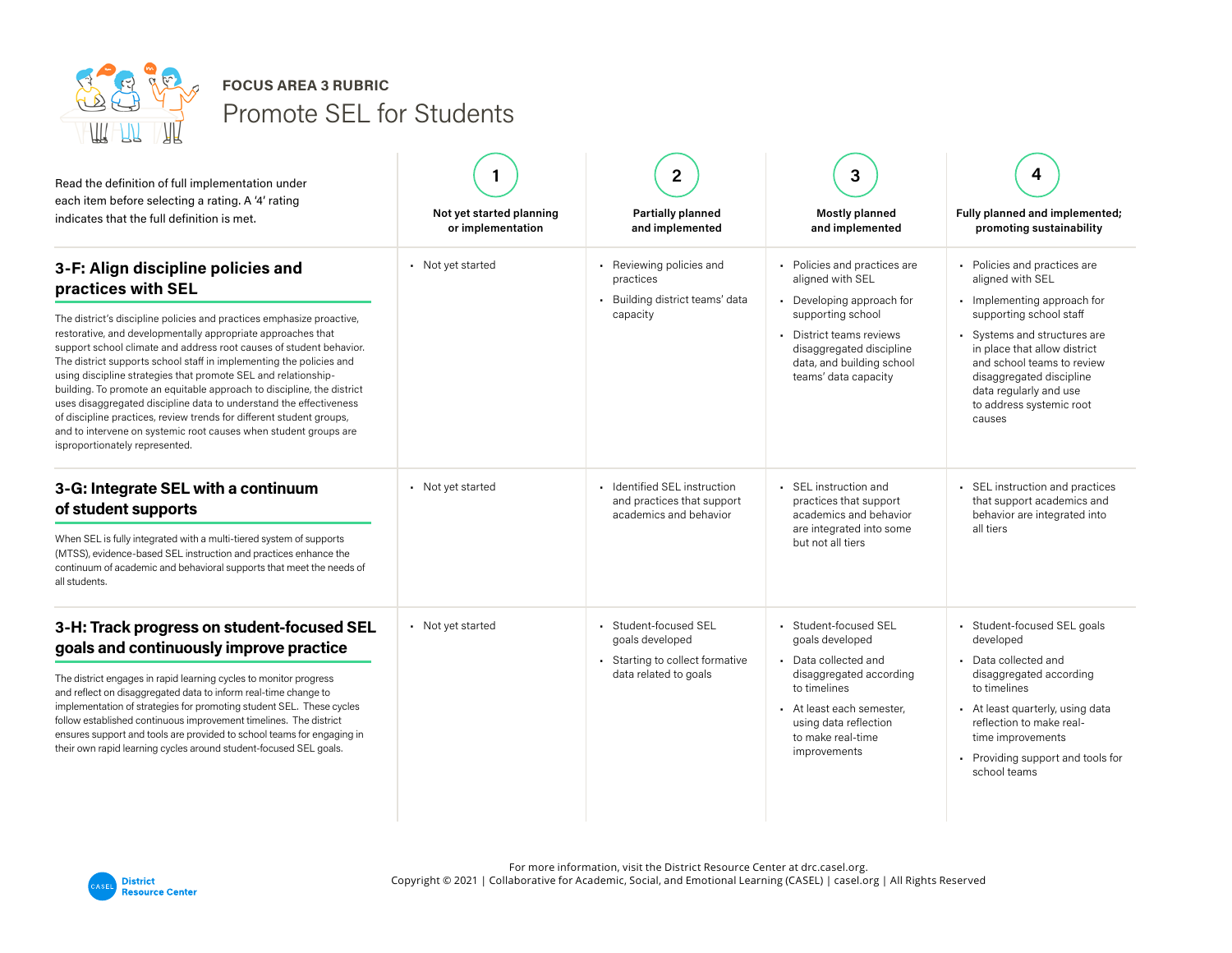**FOCUS AREA 3 RUBRIC**

# Promote SEL for Students

| Read the definition of full implementation under each item before selecting a rating. A '4' rating indicates that the full definition is met. | 1<br>**Not yet started planning or implementation** | 2<br>**Partially planned and implemented** | 3<br>**Mostly planned and implemented** | 4<br>**Fully planned and implemented; promoting sustainability** |
|---|---|---|---|---|
| **3-F: Align discipline policies and practices with SEL**<br><br>The district's discipline policies and practices emphasize proactive, restorative, and developmentally appropriate approaches that support school climate and address root causes of student behavior. The district supports school staff in implementing the policies and using discipline strategies that promote SEL and relationship-building. To promote an equitable approach to discipline, the district uses disaggregated discipline data to understand the effectiveness of discipline practices, review trends for different student groups, and to intervene on systemic root causes when student groups are isproportionately represented. | • Not yet started | • Reviewing policies and practices<br>• Building district teams' data capacity | • Policies and practices are aligned with SEL<br>• Developing approach for supporting school<br>• District teams reviews disaggregated discipline data, and building school teams' data capacity | • Policies and practices are aligned with SEL<br>• Implementing approach for supporting school staff<br>• Systems and structures are in place that allow district and school teams to review disaggregated discipline data regularly and use to address systemic root causes |
| **3-G: Integrate SEL with a continuum of student supports**<br><br>When SEL is fully integrated with a multi-tiered system of supports (MTSS), evidence-based SEL instruction and practices enhance the continuum of academic and behavioral supports that meet the needs of all students. | • Not yet started | • Identified SEL instruction and practices that support academics and behavior | • SEL instruction and practices that support academics and behavior are integrated into some but not all tiers | • SEL instruction and practices that support academics and behavior are integrated into all tiers |
| **3-H: Track progress on student-focused SEL goals and continuously improve practice**<br><br>The district engages in rapid learning cycles to monitor progress and reflect on disaggregated data to inform real-time change to implementation of strategies for promoting student SEL. These cycles follow established continuous improvement timelines. The district ensures support and tools are provided to school teams for engaging in their own rapid learning cycles around student-focused SEL goals. | • Not yet started | • Student-focused SEL goals developed<br>• Starting to collect formative data related to goals | • Student-focused SEL goals developed<br>• Data collected and disaggregated according to timelines<br>• At least each semester, using data reflection to make real-time improvements | • Student-focused SEL goals developed<br>• Data collected and disaggregated according to timelines<br>• At least quarterly, using data reflection to make real-time improvements<br>• Providing support and tools for school teams |

For more information, visit the District Resource Center at drc.casel.org.
Copyright © 2021 | Collaborative for Academic, Social, and Emotional Learning (CASEL) | casel.org | All Rights Reserved